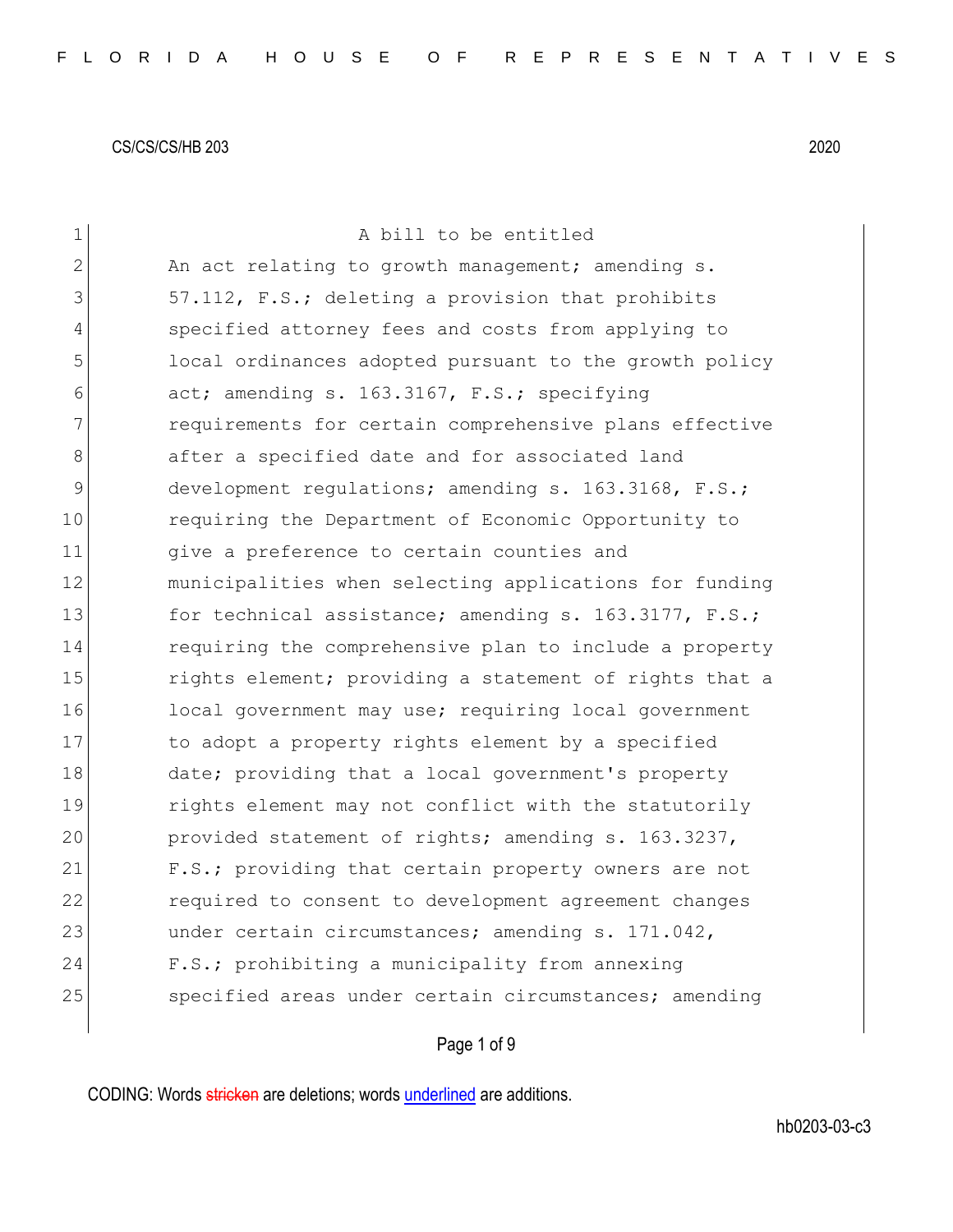CS/CS/CS/HB 203 2020

A bill to be entitled

An act relating to growth management; amending s. 57.112, F.S.; deleting a provision that prohibits specified attorney fees and costs from applying to local ordinances adopted pursuant to the growth policy act; amending s. 163.3167, F.S.; specifying requirements for certain comprehensive plans effective after a specified date and for associated land development regulations; amending s. 163.3168, F.S.; requiring the Department of Economic Opportunity to give a preference to certain counties and municipalities when selecting applications for funding for technical assistance; amending s. 163.3177, F.S.; requiring the comprehensive plan to include a property rights element; providing a statement of rights that a local government may use; requiring local government to adopt a property rights element by a specified date; providing that a local government's property rights element may not conflict with the statutorily provided statement of rights; amending s. 163.3237, F.S.; providing that certain property owners are not required to consent to development agreement changes under certain circumstances; amending s. 171.042, F.S.; prohibiting a municipality from annexing specified areas under certain circumstances; amending

CODING: Words stricken are deletions; words underlined are additions.

hb0203-03-c3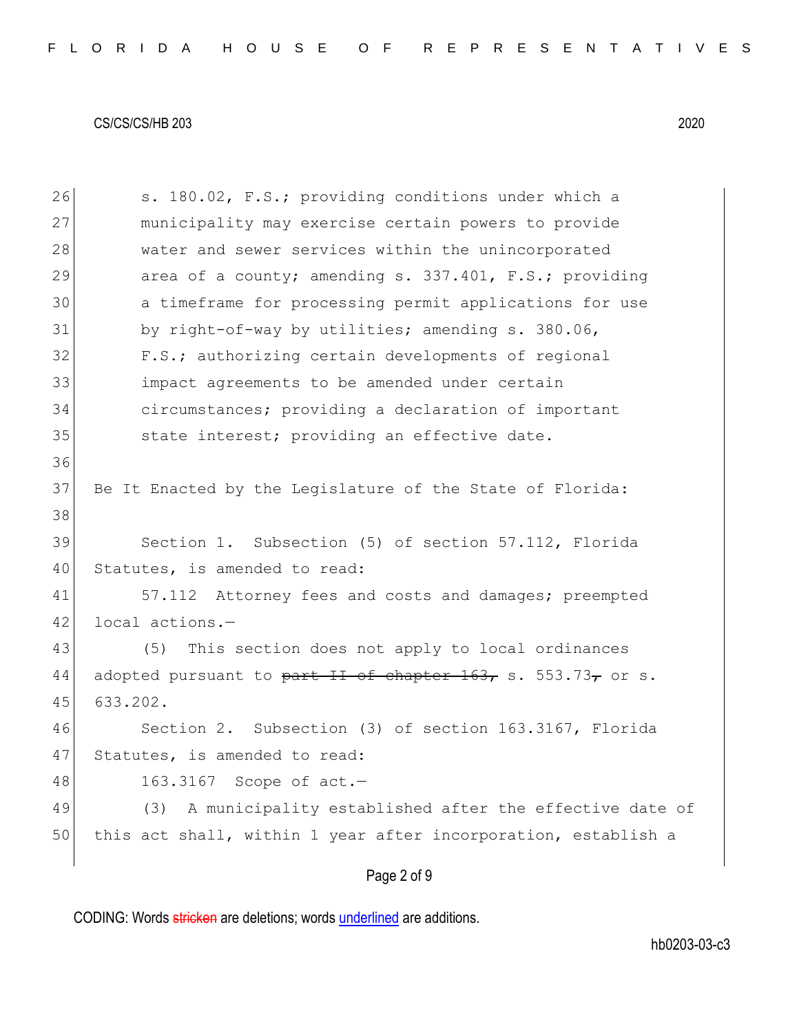s. 180.02, F.S.; providing conditions under which a municipality may exercise certain powers to provide water and sewer services within the unincorporated area of a county; amending s. 337.401, F.S.; providing a timeframe for processing permit applications for use by right-of-way by utilities; amending s. 380.06, F.S.; authorizing certain developments of regional impact agreements to be amended under certain circumstances; providing a declaration of important state interest; providing an effective date.

Be It Enacted by the Legislature of the State of Florida:

Section 1. Subsection (5) of section 57.112, Florida Statutes, is amended to read:

57.112 Attorney fees and costs and damages; preempted local actions.—

(5) This section does not apply to local ordinances adopted pursuant to ~~part II of chapter 163,~~ s. 553.73~~,~~ or s. 633.202.

Section 2. Subsection (3) of section 163.3167, Florida Statutes, is amended to read:

163.3167 Scope of act.—

(3) A municipality established after the effective date of this act shall, within 1 year after incorporation, establish a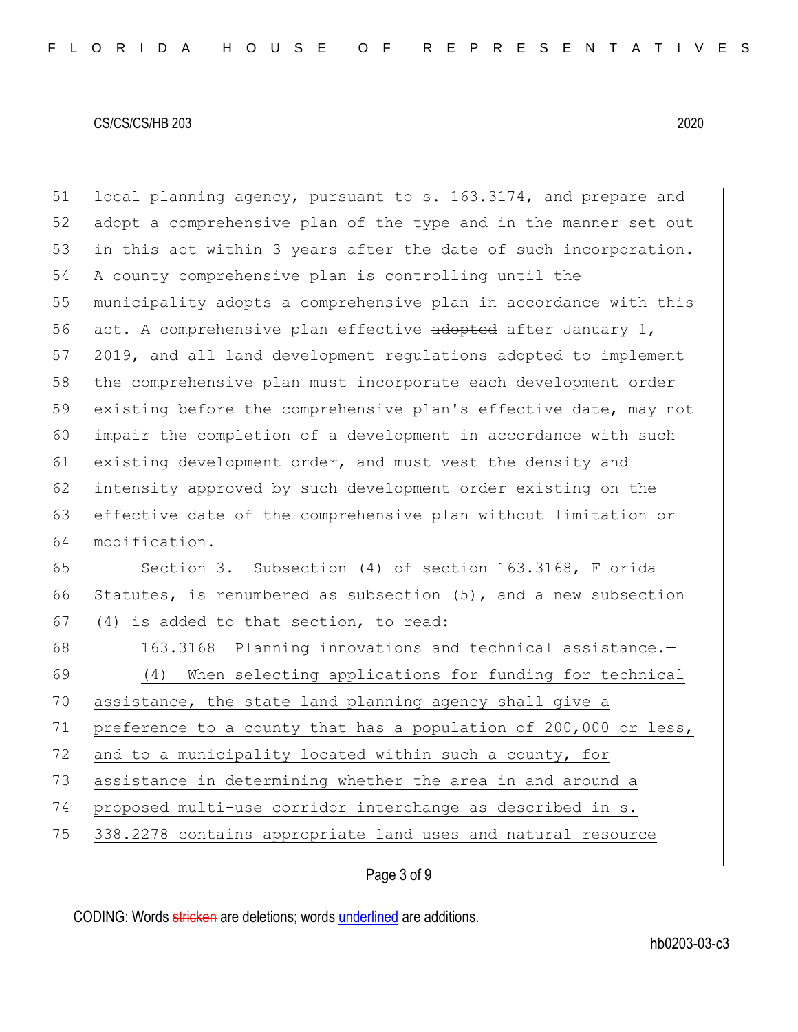local planning agency, pursuant to s. 163.3174, and prepare and adopt a comprehensive plan of the type and in the manner set out in this act within 3 years after the date of such incorporation. A county comprehensive plan is controlling until the municipality adopts a comprehensive plan in accordance with this act. A comprehensive plan <u>effective</u> ~~adopted~~ after January 1, 2019, and all land development regulations adopted to implement the comprehensive plan must incorporate each development order existing before the comprehensive plan's effective date, may not impair the completion of a development in accordance with such existing development order, and must vest the density and intensity approved by such development order existing on the effective date of the comprehensive plan without limitation or modification.

Section 3. Subsection (4) of section 163.3168, Florida Statutes, is renumbered as subsection (5), and a new subsection (4) is added to that section, to read:

163.3168 Planning innovations and technical assistance.—

<u>(4) When selecting applications for funding for technical assistance, the state land planning agency shall give a preference to a county that has a population of 200,000 or less, and to a municipality located within such a county, for assistance in determining whether the area in and around a proposed multi-use corridor interchange as described in s. 338.2278 contains appropriate land uses and natural resource</u>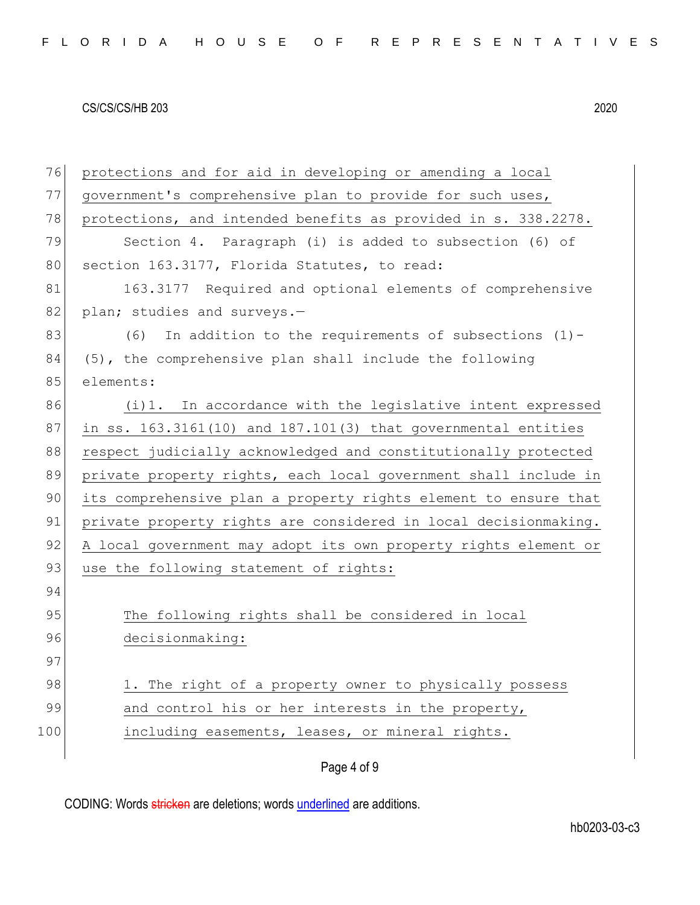protections and for aid in developing or amending a local government's comprehensive plan to provide for such uses, protections, and intended benefits as provided in s. 338.2278.

Section 4. Paragraph (i) is added to subsection (6) of section 163.3177, Florida Statutes, to read:

163.3177 Required and optional elements of comprehensive plan; studies and surveys.—

(6) In addition to the requirements of subsections (1)-(5), the comprehensive plan shall include the following elements:

(i)1. In accordance with the legislative intent expressed in ss. 163.3161(10) and 187.101(3) that governmental entities respect judicially acknowledged and constitutionally protected private property rights, each local government shall include in its comprehensive plan a property rights element to ensure that private property rights are considered in local decisionmaking. A local government may adopt its own property rights element or use the following statement of rights:

> The following rights shall be considered in local decisionmaking:
>
> 1. The right of a property owner to physically possess and control his or her interests in the property, including easements, leases, or mineral rights.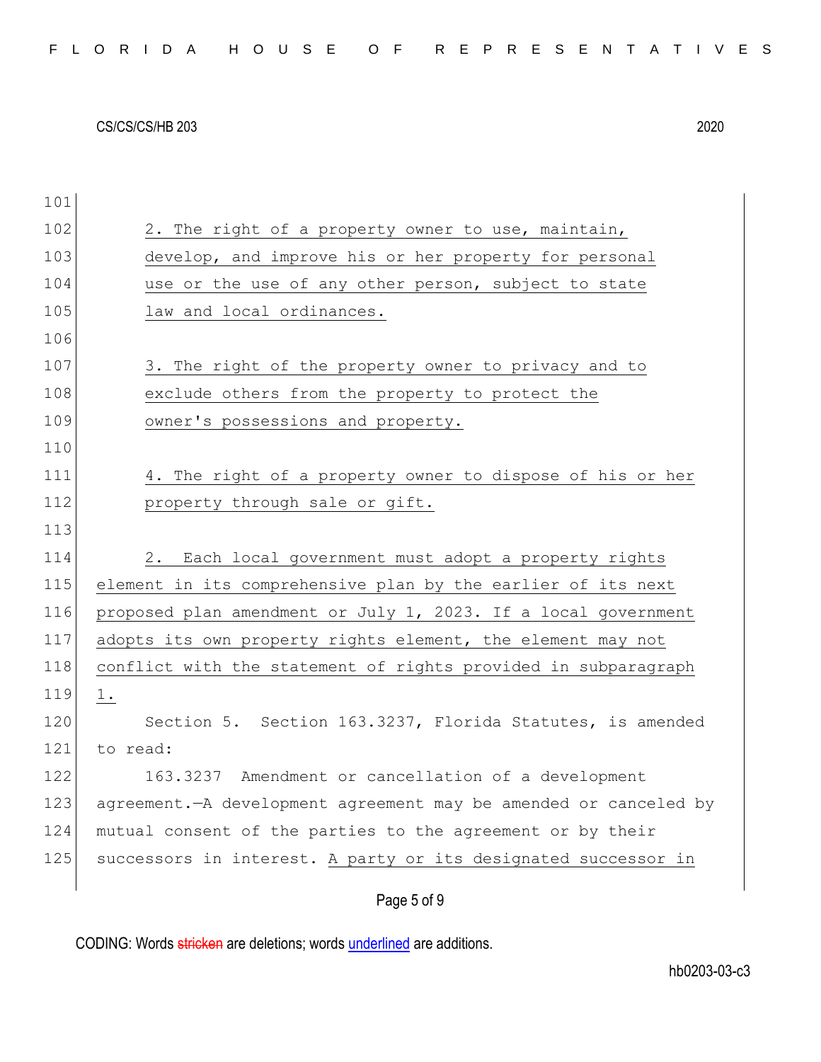2. The right of a property owner to use, maintain, develop, and improve his or her property for personal use or the use of any other person, subject to state law and local ordinances.

3. The right of the property owner to privacy and to exclude others from the property to protect the owner's possessions and property.

4. The right of a property owner to dispose of his or her property through sale or gift.

2. Each local government must adopt a property rights element in its comprehensive plan by the earlier of its next proposed plan amendment or July 1, 2023. If a local government adopts its own property rights element, the element may not conflict with the statement of rights provided in subparagraph 1.

Section 5. Section 163.3237, Florida Statutes, is amended to read:

163.3237 Amendment or cancellation of a development agreement.—A development agreement may be amended or canceled by mutual consent of the parties to the agreement or by their successors in interest. A party or its designated successor in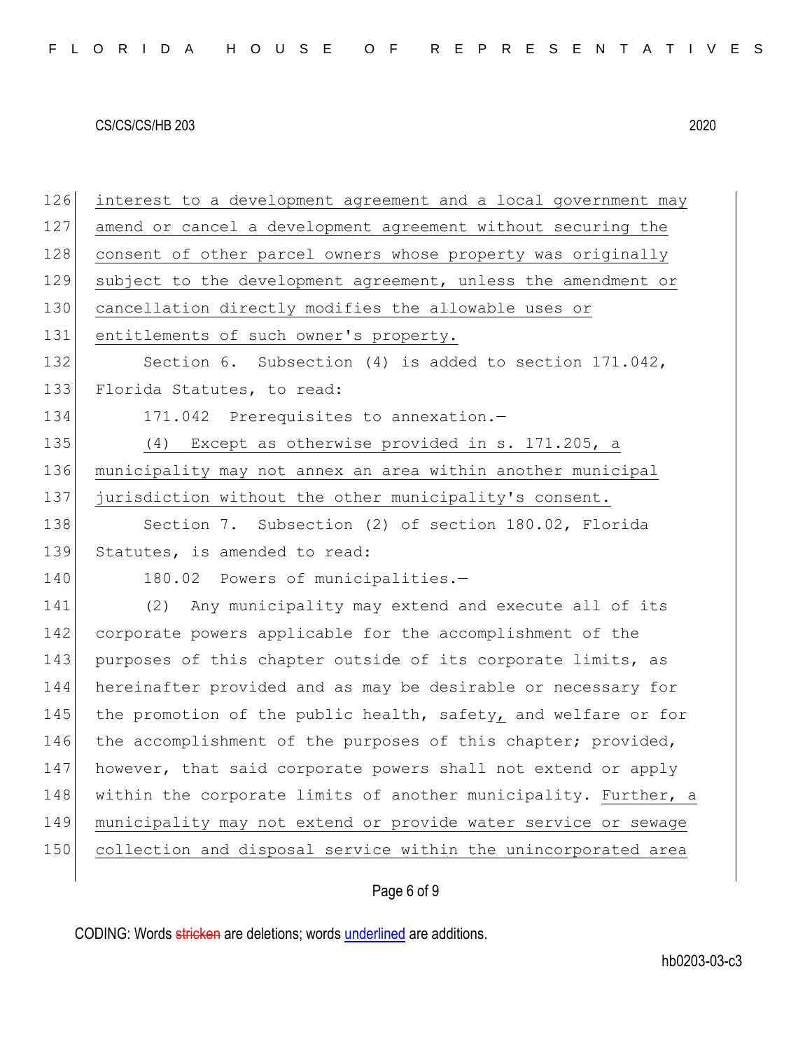interest to a development agreement and a local government may amend or cancel a development agreement without securing the consent of other parcel owners whose property was originally subject to the development agreement, unless the amendment or cancellation directly modifies the allowable uses or entitlements of such owner's property.

Section 6. Subsection (4) is added to section 171.042, Florida Statutes, to read:

171.042 Prerequisites to annexation.—

(4) Except as otherwise provided in s. 171.205, a municipality may not annex an area within another municipal jurisdiction without the other municipality's consent.

Section 7. Subsection (2) of section 180.02, Florida Statutes, is amended to read:

180.02 Powers of municipalities.—

(2) Any municipality may extend and execute all of its corporate powers applicable for the accomplishment of the purposes of this chapter outside of its corporate limits, as hereinafter provided and as may be desirable or necessary for the promotion of the public health, safety, and welfare or for the accomplishment of the purposes of this chapter; provided, however, that said corporate powers shall not extend or apply within the corporate limits of another municipality. Further, a municipality may not extend or provide water service or sewage collection and disposal service within the unincorporated area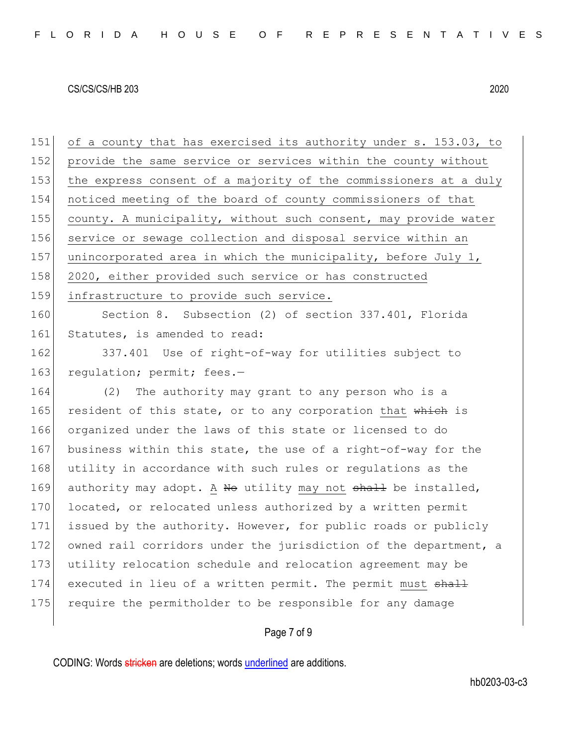of a county that has exercised its authority under s. 153.03, to provide the same service or services within the county without the express consent of a majority of the commissioners at a duly noticed meeting of the board of county commissioners of that county. A municipality, without such consent, may provide water service or sewage collection and disposal service within an unincorporated area in which the municipality, before July 1, 2020, either provided such service or has constructed infrastructure to provide such service.

Section 8. Subsection (2) of section 337.401, Florida Statutes, is amended to read:

337.401 Use of right-of-way for utilities subject to regulation; permit; fees.—

(2) The authority may grant to any person who is a resident of this state, or to any corporation that ~~which~~ is organized under the laws of this state or licensed to do business within this state, the use of a right-of-way for the utility in accordance with such rules or regulations as the authority may adopt. A ~~No~~ utility may not ~~shall~~ be installed, located, or relocated unless authorized by a written permit issued by the authority. However, for public roads or publicly owned rail corridors under the jurisdiction of the department, a utility relocation schedule and relocation agreement may be executed in lieu of a written permit. The permit must ~~shall~~ require the permitholder to be responsible for any damage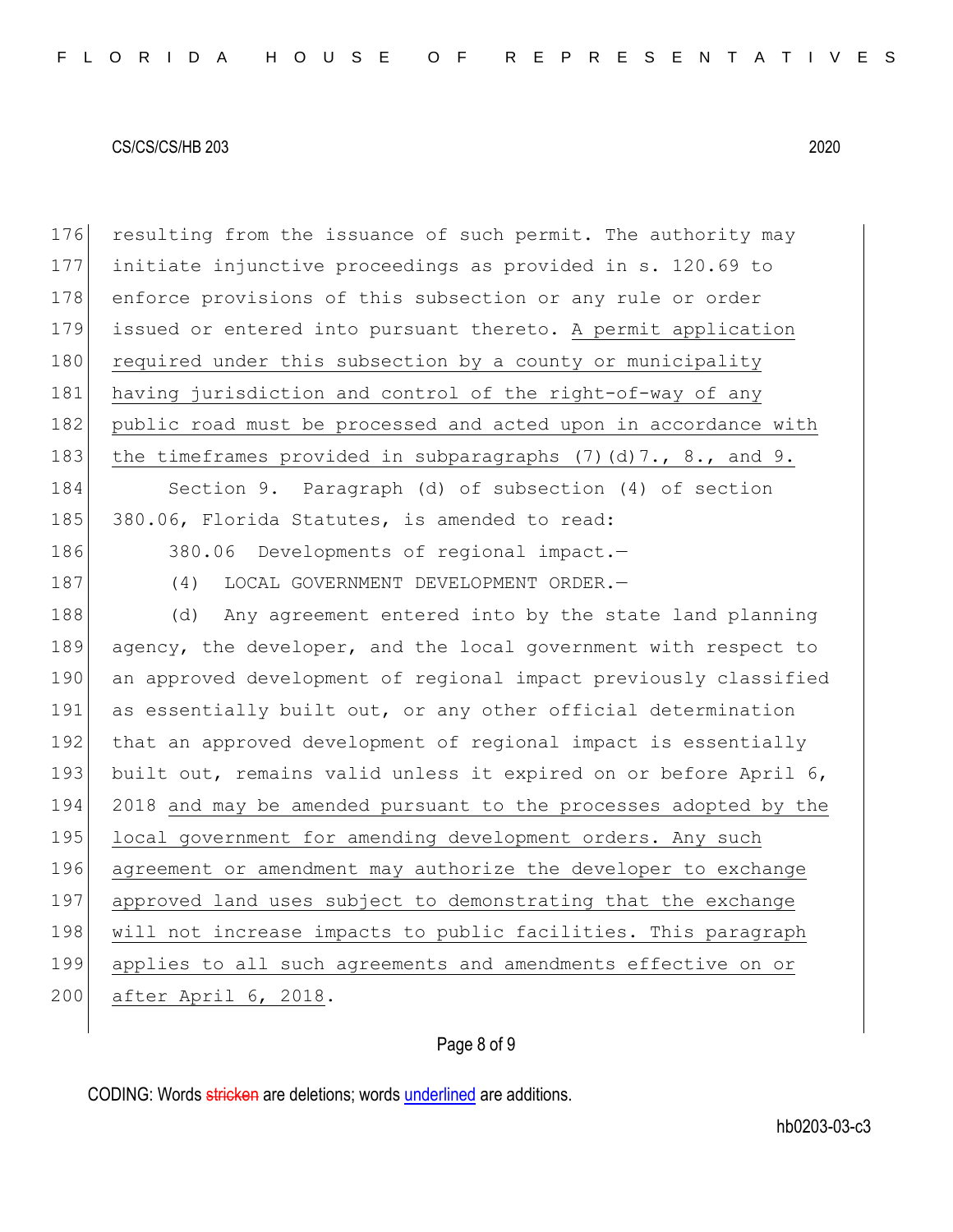resulting from the issuance of such permit. The authority may initiate injunctive proceedings as provided in s. 120.69 to enforce provisions of this subsection or any rule or order issued or entered into pursuant thereto. <u>A permit application required under this subsection by a county or municipality having jurisdiction and control of the right-of-way of any public road must be processed and acted upon in accordance with the timeframes provided in subparagraphs (7)(d)7., 8., and 9.</u>

Section 9. Paragraph (d) of subsection (4) of section 380.06, Florida Statutes, is amended to read:

380.06 Developments of regional impact.—

(4) LOCAL GOVERNMENT DEVELOPMENT ORDER.—

(d) Any agreement entered into by the state land planning agency, the developer, and the local government with respect to an approved development of regional impact previously classified as essentially built out, or any other official determination that an approved development of regional impact is essentially built out, remains valid unless it expired on or before April 6, 2018 <u>and may be amended pursuant to the processes adopted by the local government for amending development orders. Any such agreement or amendment may authorize the developer to exchange approved land uses subject to demonstrating that the exchange will not increase impacts to public facilities. This paragraph applies to all such agreements and amendments effective on or after April 6, 2018</u>.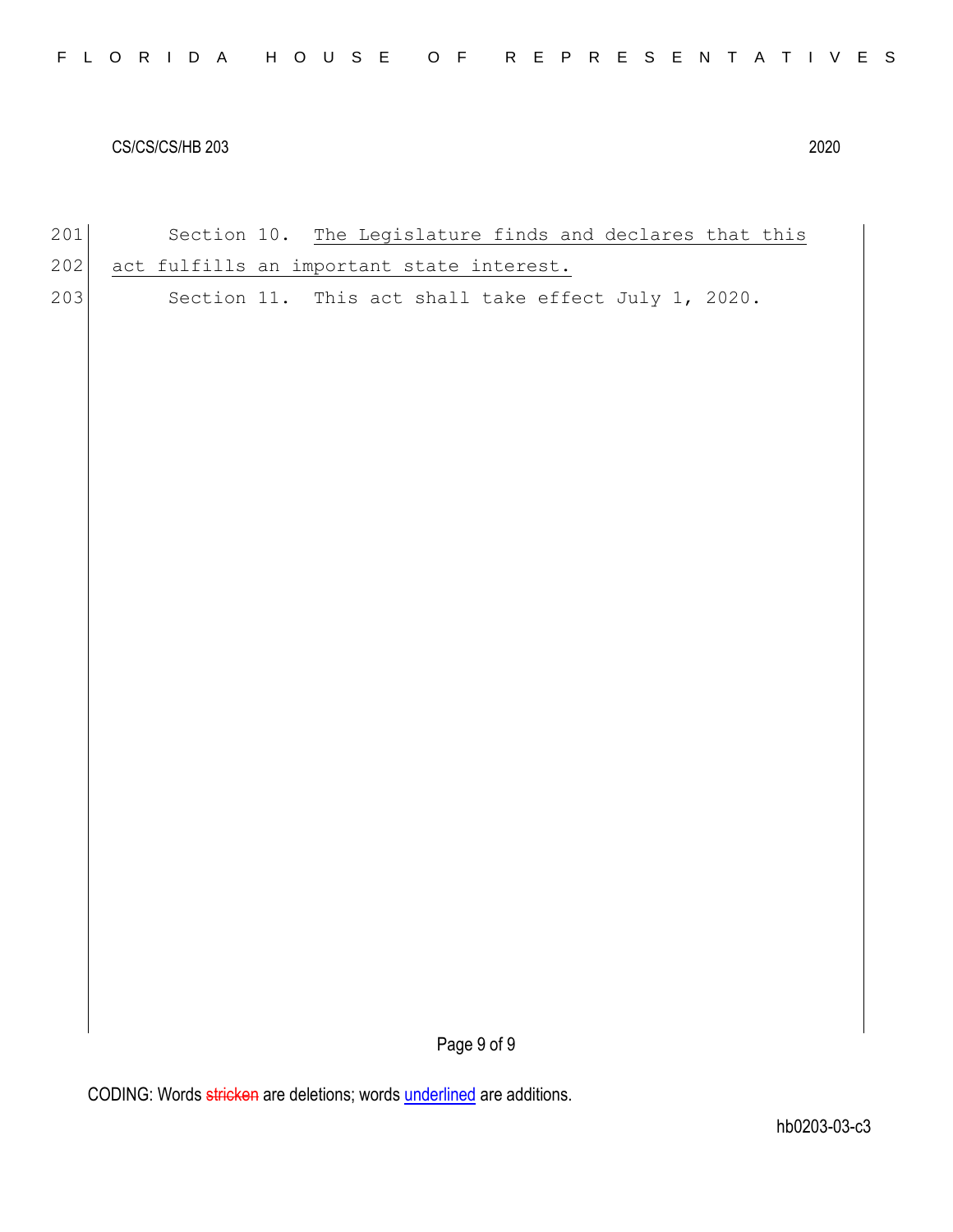201 Section 10. The Legislature finds and declares that this
202 act fulfills an important state interest.
203 Section 11. This act shall take effect July 1, 2020.